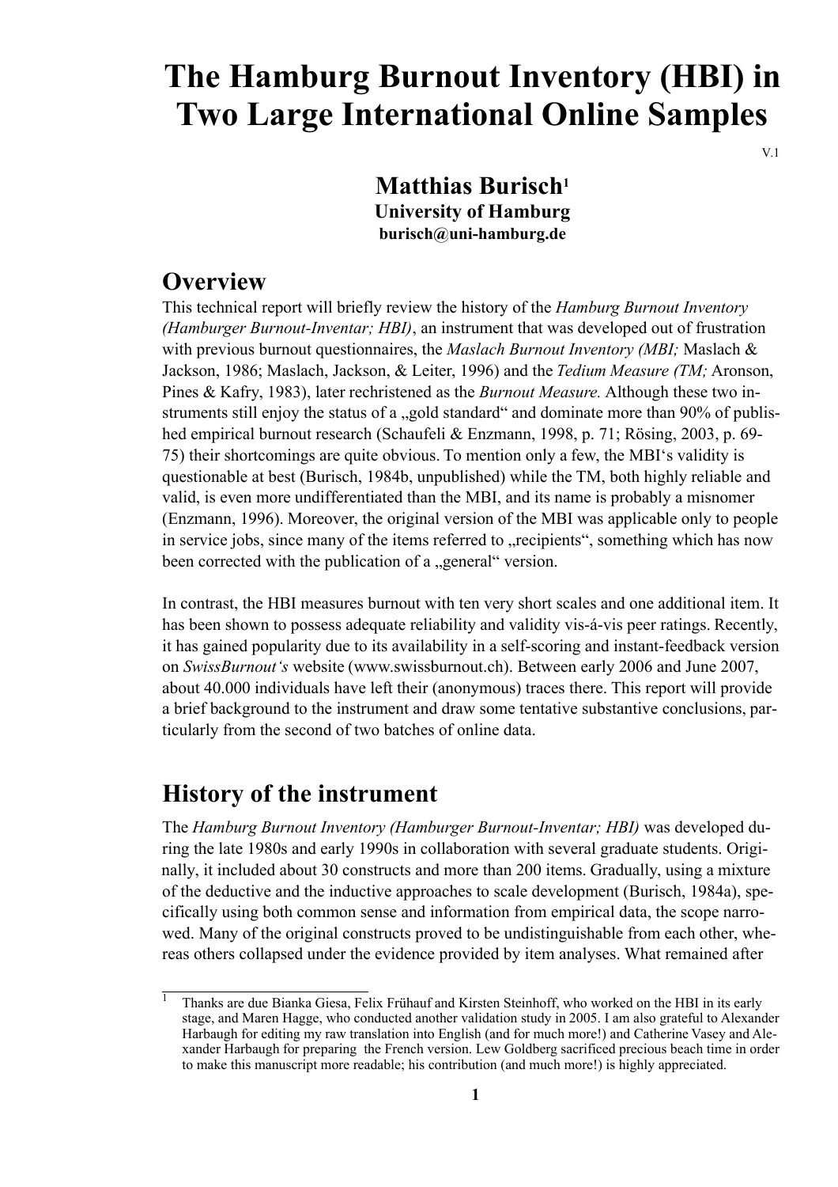# The Hamburg Burnout Inventory (HBI) in Two Large International Online Samples

V.1

**Matthias Burisch**[1]
**University of Hamburg**
**burisch@uni-hamburg.de**

## Overview

This technical report will briefly review the history of the *Hamburg Burnout Inventory (Hamburger Burnout-Inventar; HBI)*, an instrument that was developed out of frustration with previous burnout questionnaires, the *Maslach Burnout Inventory (MBI;* Maslach & Jackson, 1986; Maslach, Jackson, & Leiter, 1996) and the *Tedium Measure (TM;* Aronson, Pines & Kafry, 1983), later rechristened as the *Burnout Measure.* Although these two instruments still enjoy the status of a „gold standard“ and dominate more than 90% of published empirical burnout research (Schaufeli & Enzmann, 1998, p. 71; Rösing, 2003, p. 69-75) their shortcomings are quite obvious. To mention only a few, the MBI's validity is questionable at best (Burisch, 1984b, unpublished) while the TM, both highly reliable and valid, is even more undifferentiated than the MBI, and its name is probably a misnomer (Enzmann, 1996). Moreover, the original version of the MBI was applicable only to people in service jobs, since many of the items referred to „recipients“, something which has now been corrected with the publication of a „general“ version.

In contrast, the HBI measures burnout with ten very short scales and one additional item. It has been shown to possess adequate reliability and validity vis-á-vis peer ratings. Recently, it has gained popularity due to its availability in a self-scoring and instant-feedback version on *SwissBurnout's* website (www.swissburnout.ch). Between early 2006 and June 2007, about 40.000 individuals have left their (anonymous) traces there. This report will provide a brief background to the instrument and draw some tentative substantive conclusions, particularly from the second of two batches of online data.

## History of the instrument

The *Hamburg Burnout Inventory (Hamburger Burnout-Inventar; HBI)* was developed during the late 1980s and early 1990s in collaboration with several graduate students. Originally, it included about 30 constructs and more than 200 items. Gradually, using a mixture of the deductive and the inductive approaches to scale development (Burisch, 1984a), specifically using both common sense and information from empirical data, the scope narrowed. Many of the original constructs proved to be undistinguishable from each other, whereas others collapsed under the evidence provided by item analyses. What remained after

[1] Thanks are due Bianka Giesa, Felix Frühauf and Kirsten Steinhoff, who worked on the HBI in its early stage, and Maren Hagge, who conducted another validation study in 2005. I am also grateful to Alexander Harbaugh for editing my raw translation into English (and for much more!) and Catherine Vasey and Alexander Harbaugh for preparing the French version. Lew Goldberg sacrificed precious beach time in order to make this manuscript more readable; his contribution (and much more!) is highly appreciated.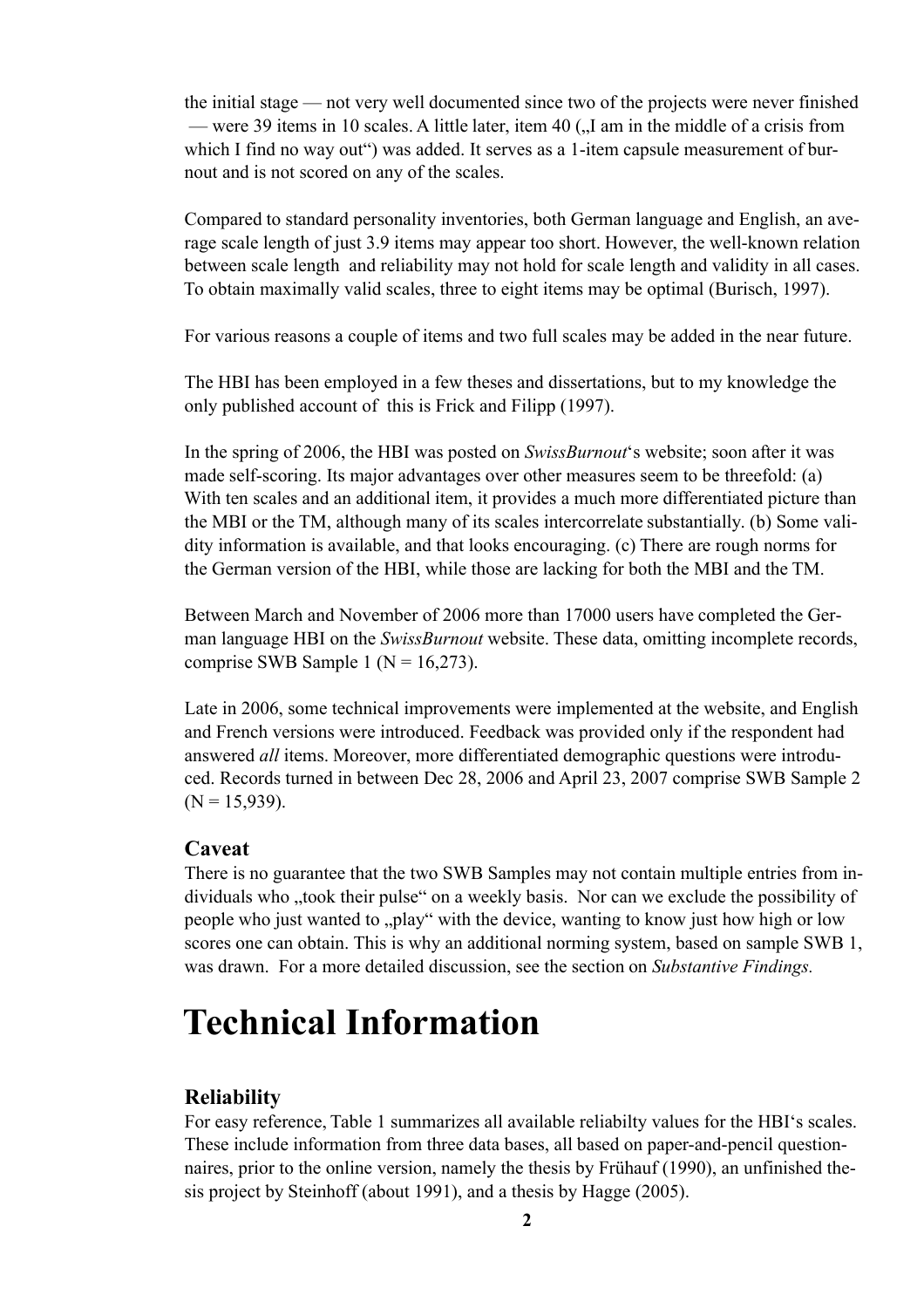the initial stage — not very well documented since two of the projects were never finished — were 39 items in 10 scales. A little later, item 40 („I am in the middle of a crisis from which I find no way out") was added. It serves as a 1-item capsule measurement of burnout and is not scored on any of the scales.

Compared to standard personality inventories, both German language and English, an average scale length of just 3.9 items may appear too short. However, the well-known relation between scale length and reliability may not hold for scale length and validity in all cases. To obtain maximally valid scales, three to eight items may be optimal (Burisch, 1997).

For various reasons a couple of items and two full scales may be added in the near future.

The HBI has been employed in a few theses and dissertations, but to my knowledge the only published account of this is Frick and Filipp (1997).

In the spring of 2006, the HBI was posted on *SwissBurnout*'s website; soon after it was made self-scoring. Its major advantages over other measures seem to be threefold: (a) With ten scales and an additional item, it provides a much more differentiated picture than the MBI or the TM, although many of its scales intercorrelate substantially. (b) Some validity information is available, and that looks encouraging. (c) There are rough norms for the German version of the HBI, while those are lacking for both the MBI and the TM.

Between March and November of 2006 more than 17000 users have completed the German language HBI on the *SwissBurnout* website. These data, omitting incomplete records, comprise SWB Sample 1 (N = 16,273).

Late in 2006, some technical improvements were implemented at the website, and English and French versions were introduced. Feedback was provided only if the respondent had answered *all* items. Moreover, more differentiated demographic questions were introduced. Records turned in between Dec 28, 2006 and April 23, 2007 comprise SWB Sample 2 (N = 15,939).

### Caveat

There is no guarantee that the two SWB Samples may not contain multiple entries from individuals who „took their pulse" on a weekly basis. Nor can we exclude the possibility of people who just wanted to „play" with the device, wanting to know just how high or low scores one can obtain. This is why an additional norming system, based on sample SWB 1, was drawn. For a more detailed discussion, see the section on *Substantive Findings.*

# Technical Information

### Reliability

For easy reference, Table 1 summarizes all available reliabilty values for the HBI's scales. These include information from three data bases, all based on paper-and-pencil questionnaires, prior to the online version, namely the thesis by Frühauf (1990), an unfinished thesis project by Steinhoff (about 1991), and a thesis by Hagge (2005).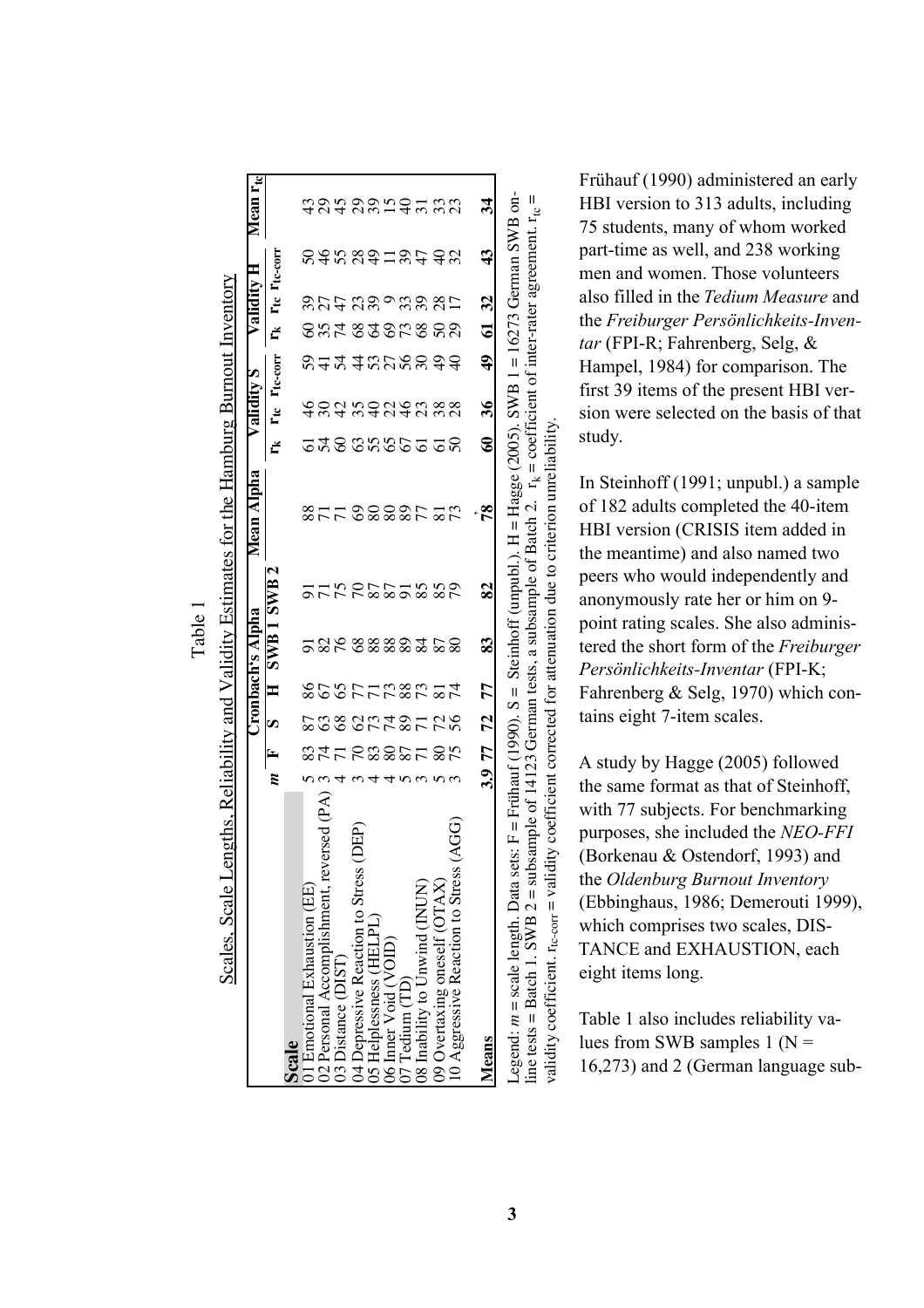Table 1

Scales, Scale Lengths, Reliability and Validity Estimates for the Hamburg Burnout Inventory

| Scale | $m$ | Cronbach's Alpha | | | | | Mean Alpha | Validity S | | | Validity H | | | Mean $r_{tc}$ |
|---|---|---|---|---|---|---|---|---|---|---|---|---|---|---|
| | | F | S | H | SWB 1 | SWB 2 | | $r_k$ | $r_{tc}$ | $r_{tc\text{-}corr}$ | $r_k$ | $r_{tc}$ | $r_{tc\text{-}corr}$ | |
| 01 Emotional Exhaustion (EE) | 5 | 83 | 87 | 86 | 91 | 91 | 88 | 61 | 46 | 59 | 60 | 39 | 50 | 43 |
| 02 Personal Accomplishment, reversed (PA) | 3 | 74 | 63 | 67 | 82 | 71 | 71 | 54 | 30 | 41 | 35 | 27 | 46 | 29 |
| 03 Distance (DIST) | 4 | 71 | 68 | 65 | 76 | 75 | 71 | 60 | 42 | 54 | 74 | 47 | 55 | 45 |
| 04 Depressive Reaction to Stress (DEP) | 3 | 70 | 62 | 77 | 68 | 70 | 69 | 63 | 35 | 44 | 68 | 23 | 28 | 29 |
| 05 Helplessness (HELPL) | 4 | 83 | 73 | 71 | 88 | 87 | 80 | 55 | 40 | 53 | 64 | 39 | 49 | 39 |
| 06 Inner Void (VOID) | 4 | 80 | 74 | 73 | 88 | 87 | 80 | 65 | 22 | 27 | 69 | 9 | 11 | 15 |
| 07 Tedium (TD) | 5 | 87 | 89 | 88 | 89 | 91 | 89 | 67 | 46 | 56 | 73 | 33 | 39 | 40 |
| 08 Inability to Unwind (INUN) | 3 | 71 | 71 | 73 | 84 | 85 | 77 | 61 | 23 | 30 | 68 | 39 | 47 | 31 |
| 09 Overtaxing oneself (OTAX) | 5 | 80 | 72 | 81 | 87 | 85 | 81 | 61 | 38 | 49 | 50 | 28 | 40 | 33 |
| 10 Aggressive Reaction to Stress (AGG) | 3 | 75 | 56 | 74 | 80 | 79 | 73 | 50 | 28 | 40 | 29 | 17 | 32 | 23 |
| **Means** | **3.9** | **77** | **72** | **77** | **83** | **82** | **78** | **60** | **36** | **49** | **61** | **32** | **43** | **34** |

Legend: $m$ = scale length. Data sets: F = Frühauf (1990). S = Steinhoff (unpubl.). H = Hagge (2005). SWB 1 = 16273 German SWB online tests = Batch 1. SWB 2 = subsample of 14123 German tests, a subsample of Batch 2. $r_k$ = coefficient of inter-rater agreement. $r_{tc}$ = validity coefficient. $r_{tc\text{-}corr}$ = validity coefficient corrected for attenuation due to criterion unreliability.

Frühauf (1990) administered an early HBI version to 313 adults, including 75 students, many of whom worked part-time as well, and 238 working men and women. Those volunteers also filled in the *Tedium Measure* and the *Freiburger Persönlichkeits-Inventar* (FPI-R; Fahrenberg, Selg, & Hampel, 1984) for comparison. The first 39 items of the present HBI version were selected on the basis of that study.

In Steinhoff (1991; unpubl.) a sample of 182 adults completed the 40-item HBI version (CRISIS item added in the meantime) and also named two peers who would independently and anonymously rate her or him on 9-point rating scales. She also administered the short form of the *Freiburger Persönlichkeits-Inventar* (FPI-K; Fahrenberg & Selg, 1970) which contains eight 7-item scales.

A study by Hagge (2005) followed the same format as that of Steinhoff, with 77 subjects. For benchmarking purposes, she included the *NEO-FFI* (Borkenau & Ostendorf, 1993) and the *Oldenburg Burnout Inventory* (Ebbinghaus, 1986; Demerouti 1999), which comprises two scales, DISTANCE and EXHAUSTION, each eight items long.

Table 1 also includes reliability values from SWB samples 1 (N = 16,273) and 2 (German language sub-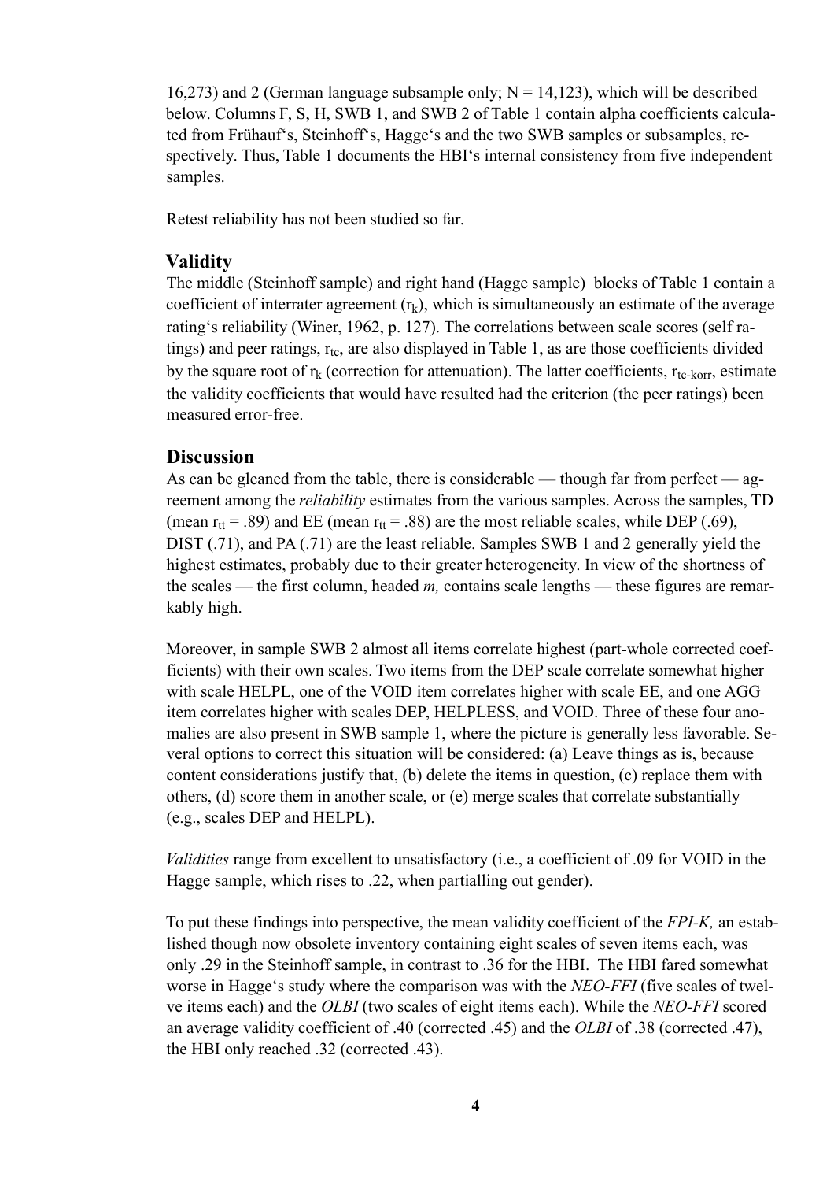16,273) and 2 (German language subsample only; N = 14,123), which will be described below. Columns F, S, H, SWB 1, and SWB 2 of Table 1 contain alpha coefficients calculated from Frühauf's, Steinhoff's, Hagge's and the two SWB samples or subsamples, respectively. Thus, Table 1 documents the HBI's internal consistency from five independent samples.

Retest reliability has not been studied so far.

## Validity

The middle (Steinhoff sample) and right hand (Hagge sample) blocks of Table 1 contain a coefficient of interrater agreement ($r_k$), which is simultaneously an estimate of the average rating's reliability (Winer, 1962, p. 127). The correlations between scale scores (self ratings) and peer ratings, $r_{tc}$, are also displayed in Table 1, as are those coefficients divided by the square root of $r_k$ (correction for attenuation). The latter coefficients, $r_{tc\text{-}korr}$, estimate the validity coefficients that would have resulted had the criterion (the peer ratings) been measured error-free.

## Discussion

As can be gleaned from the table, there is considerable — though far from perfect — agreement among the *reliability* estimates from the various samples. Across the samples, TD (mean $r_{tt}$ = .89) and EE (mean $r_{tt}$ = .88) are the most reliable scales, while DEP (.69), DIST (.71), and PA (.71) are the least reliable. Samples SWB 1 and 2 generally yield the highest estimates, probably due to their greater heterogeneity. In view of the shortness of the scales — the first column, headed *m,* contains scale lengths — these figures are remarkably high.

Moreover, in sample SWB 2 almost all items correlate highest (part-whole corrected coefficients) with their own scales. Two items from the DEP scale correlate somewhat higher with scale HELPL, one of the VOID item correlates higher with scale EE, and one AGG item correlates higher with scales DEP, HELPLESS, and VOID. Three of these four anomalies are also present in SWB sample 1, where the picture is generally less favorable. Several options to correct this situation will be considered: (a) Leave things as is, because content considerations justify that, (b) delete the items in question, (c) replace them with others, (d) score them in another scale, or (e) merge scales that correlate substantially (e.g., scales DEP and HELPL).

*Validities* range from excellent to unsatisfactory (i.e., a coefficient of .09 for VOID in the Hagge sample, which rises to .22, when partialling out gender).

To put these findings into perspective, the mean validity coefficient of the *FPI-K,* an established though now obsolete inventory containing eight scales of seven items each, was only .29 in the Steinhoff sample, in contrast to .36 for the HBI. The HBI fared somewhat worse in Hagge's study where the comparison was with the *NEO-FFI* (five scales of twelve items each) and the *OLBI* (two scales of eight items each). While the *NEO-FFI* scored an average validity coefficient of .40 (corrected .45) and the *OLBI* of .38 (corrected .47), the HBI only reached .32 (corrected .43).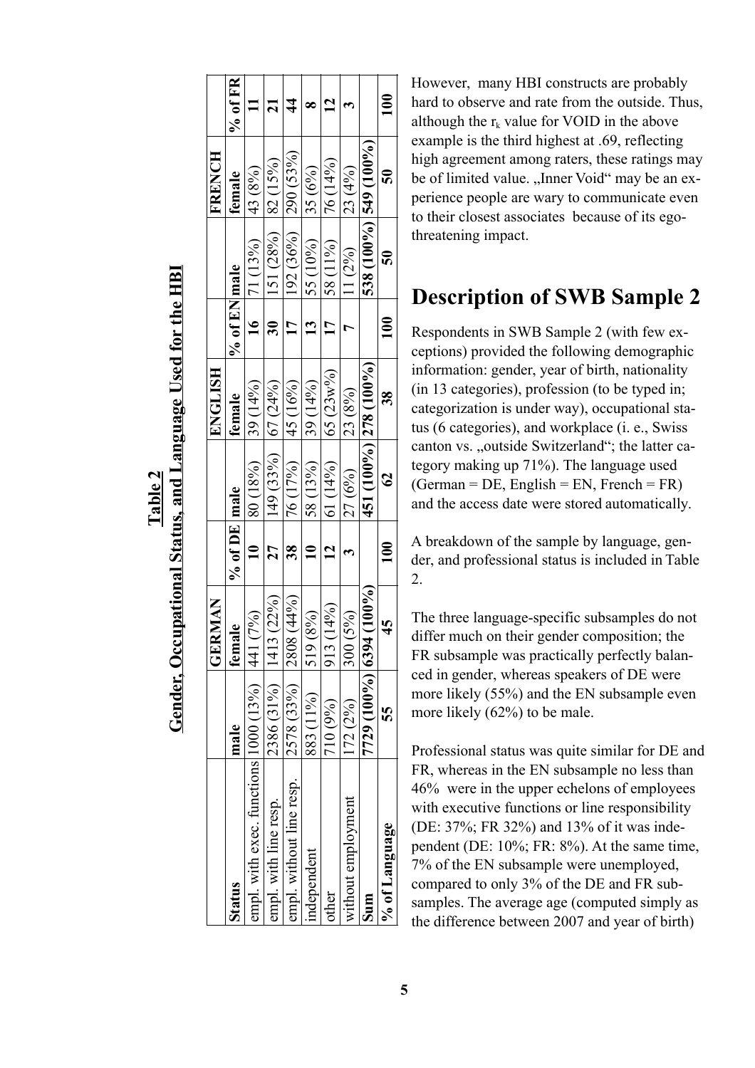**Table 2**
**Gender, Occupational Status, and Language Used for the HBI**

| | GERMAN | | | ENGLISH | | | FRENCH | | |
|---|---|---|---|---|---|---|---|---|---|
| **Status** | **male** | **female** | **% of DE** | **male** | **female** | **% of EN** | **male** | **female** | **% of FR** |
| empl. with exec. functions | 1000 (13%) | 441 (7%) | **10** | 80 (18%) | 39 (14%) | **16** | 71 (13%) | 43 (8%) | **11** |
| empl. with line resp. | 2386 (31%) | 1413 (22%) | **27** | 149 (33%) | 67 (24%) | **30** | 151 (28%) | 82 (15%) | **21** |
| empl. without line resp. | 2578 (33%) | 2808 (44%) | **38** | 76 (17%) | 45 (16%) | **17** | 192 (36%) | 290 (53%) | **44** |
| independent | 883 (11%) | 519 (8%) | **10** | 58 (13%) | 39 (14%) | **13** | 55 (10%) | 35 (6%) | **8** |
| other | 710 (9%) | 913 (14%) | **12** | 61 (14%) | 65 (23w%) | **17** | 58 (11%) | 76 (14%) | **12** |
| without employment | 172 (2%) | 300 (5%) | **3** | 27 (6%) | 23 (8%) | **7** | 11 (2%) | 23 (4%) | **3** |
| **Sum** | **7729 (100%)** | **6394 (100%)** | | **451 (100%)** | **278 (100%)** | | **538 (100%)** | **549 (100%)** | |
| **% of Language** | **55** | **45** | **100** | **62** | **38** | **100** | **50** | **50** | **100** |

However, many HBI constructs are probably hard to observe and rate from the outside. Thus, although the $r_k$ value for VOID in the above example is the third highest at .69, reflecting high agreement among raters, these ratings may be of limited value. „Inner Void" may be an experience people are wary to communicate even to their closest associates because of its ego-threatening impact.

## Description of SWB Sample 2

Respondents in SWB Sample 2 (with few exceptions) provided the following demographic information: gender, year of birth, nationality (in 13 categories), profession (to be typed in; categorization is under way), occupational status (6 categories), and workplace (i. e., Swiss canton vs. „outside Switzerland"; the latter category making up 71%). The language used (German = DE, English = EN, French = FR) and the access date were stored automatically.

A breakdown of the sample by language, gender, and professional status is included in Table 2.

The three language-specific subsamples do not differ much on their gender composition; the FR subsample was practically perfectly balanced in gender, whereas speakers of DE were more likely (55%) and the EN subsample even more likely (62%) to be male.

Professional status was quite similar for DE and FR, whereas in the EN subsample no less than 46% were in the upper echelons of employees with executive functions or line responsibility (DE: 37%; FR 32%) and 13% of it was independent (DE: 10%; FR: 8%). At the same time, 7% of the EN subsample were unemployed, compared to only 3% of the DE and FR subsamples. The average age (computed simply as the difference between 2007 and year of birth)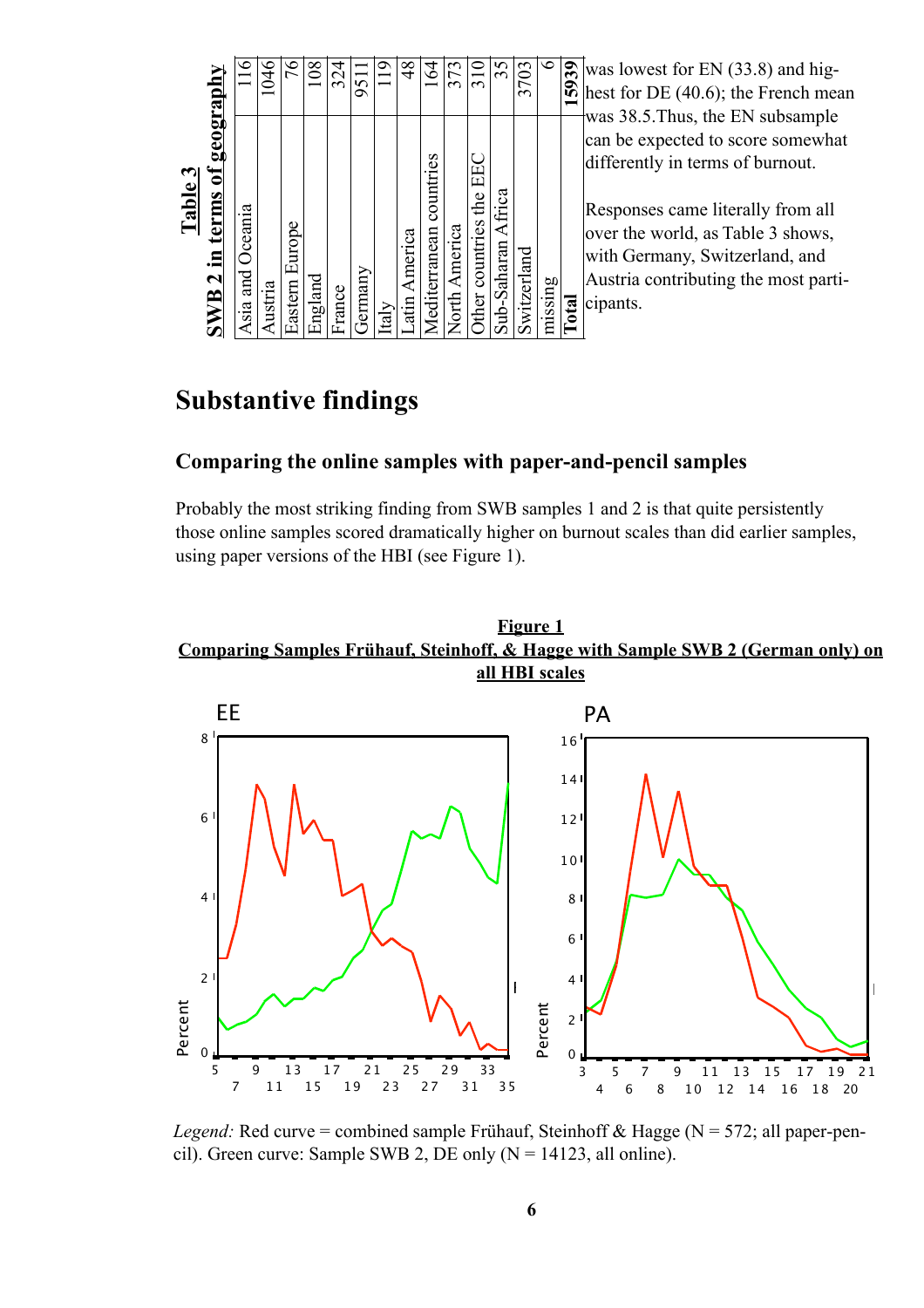**Table 3**
**SWB 2 in terms of geography**

| Region | N |
|---|---|
| Asia and Oceania | 116 |
| Austria | 1046 |
| Eastern Europe | 76 |
| England | 108 |
| France | 324 |
| Germany | 9511 |
| Italy | 119 |
| Latin America | 48 |
| Mediterranean countries | 164 |
| North America | 373 |
| Other countries the EEC | 310 |
| Sub-Saharan Africa | 35 |
| Switzerland | 3703 |
| missing | 6 |
| **Total** | **15939** |

was lowest for EN (33.8) and highest for DE (40.6); the French mean was 38.5.Thus, the EN subsample can be expected to score somewhat differently in terms of burnout.

Responses came literally from all over the world, as Table 3 shows, with Germany, Switzerland, and Austria contributing the most participants.

# Substantive findings

## Comparing the online samples with paper-and-pencil samples

Probably the most striking finding from SWB samples 1 and 2 is that quite persistently those online samples scored dramatically higher on burnout scales than did earlier samples, using paper versions of the HBI (see Figure 1).

**Figure 1**
**Comparing Samples Frühauf, Steinhoff, & Hagge with Sample SWB 2 (German only) on all HBI scales**

*Legend:* Red curve = combined sample Frühauf, Steinhoff & Hagge (N = 572; all paper-pencil). Green curve: Sample SWB 2, DE only (N = 14123, all online).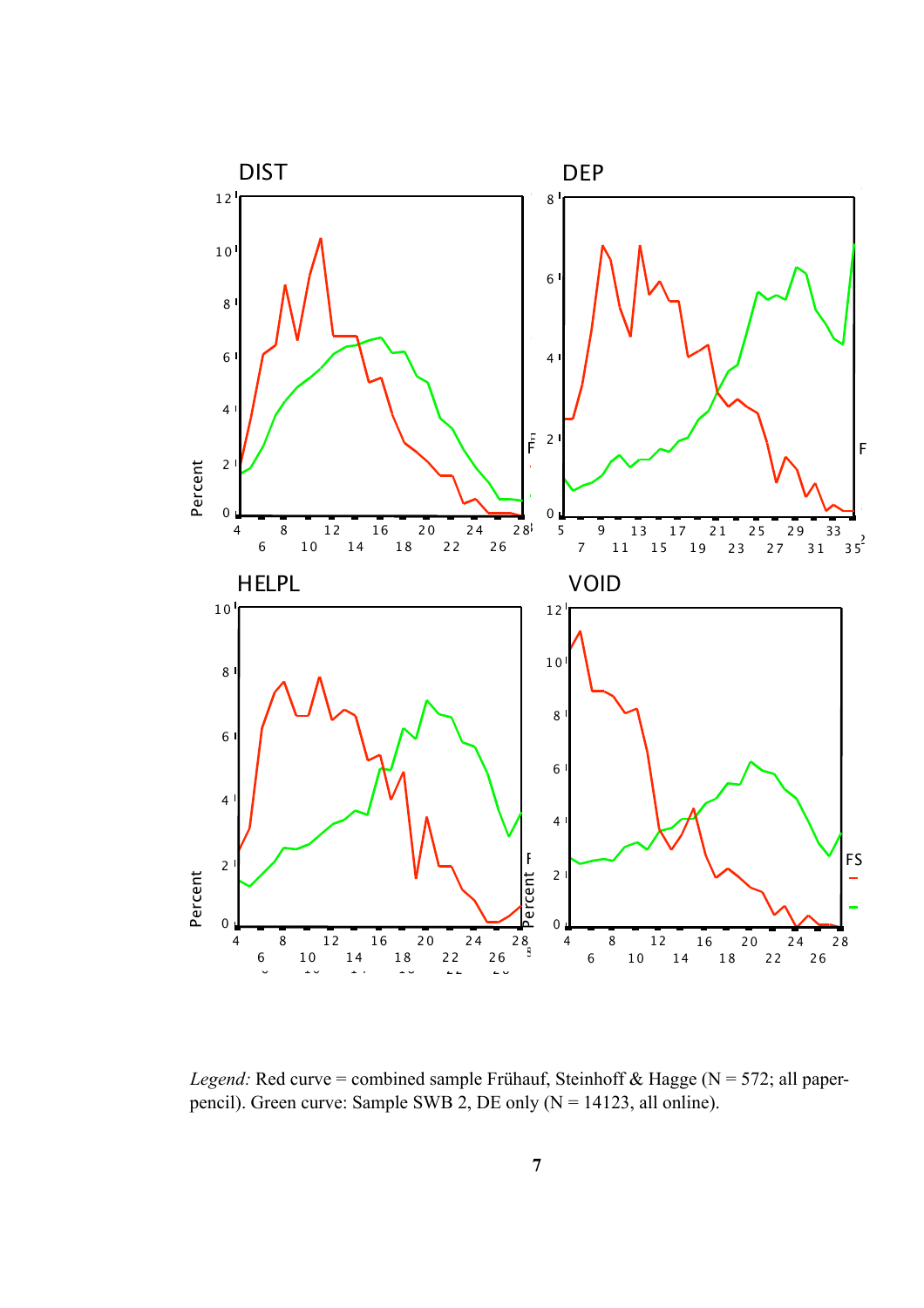*Legend:* Red curve = combined sample Frühauf, Steinhoff & Hagge (N = 572; all paper-pencil). Green curve: Sample SWB 2, DE only (N = 14123, all online).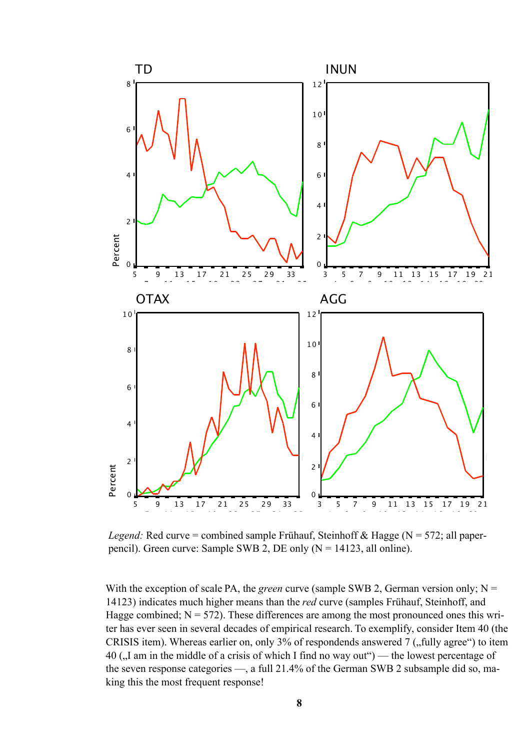*Legend:* Red curve = combined sample Frühauf, Steinhoff & Hagge (N = 572; all paper-pencil). Green curve: Sample SWB 2, DE only (N = 14123, all online).

With the exception of scale PA, the *green* curve (sample SWB 2, German version only; N = 14123) indicates much higher means than the *red* curve (samples Frühauf, Steinhoff, and Hagge combined; N = 572). These differences are among the most pronounced ones this writer has ever seen in several decades of empirical research. To exemplify, consider Item 40 (the CRISIS item). Whereas earlier on, only 3% of respondends answered 7 („fully agree") to item 40 („I am in the middle of a crisis of which I find no way out") — the lowest percentage of the seven response categories —, a full 21.4% of the German SWB 2 subsample did so, making this the most frequent response!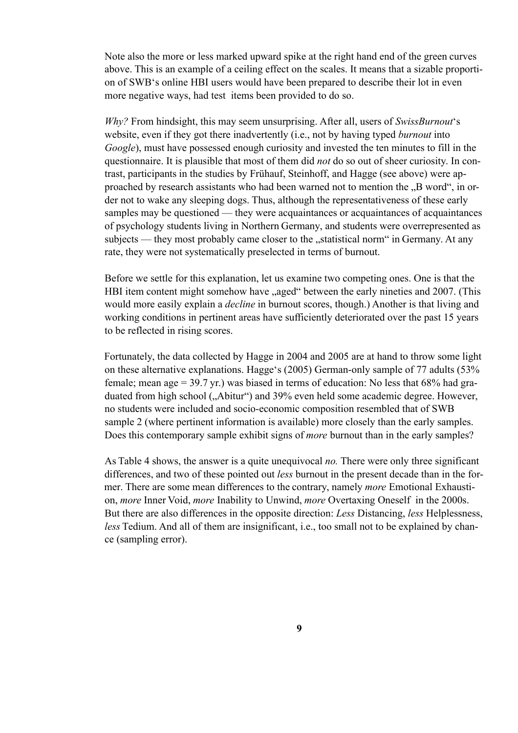Note also the more or less marked upward spike at the right hand end of the green curves above. This is an example of a ceiling effect on the scales. It means that a sizable proportion of SWB's online HBI users would have been prepared to describe their lot in even more negative ways, had test items been provided to do so.

*Why?* From hindsight, this may seem unsurprising. After all, users of *SwissBurnout*'s website, even if they got there inadvertently (i.e., not by having typed *burnout* into *Google*), must have possessed enough curiosity and invested the ten minutes to fill in the questionnaire. It is plausible that most of them did *not* do so out of sheer curiosity. In contrast, participants in the studies by Frühauf, Steinhoff, and Hagge (see above) were approached by research assistants who had been warned not to mention the „B word", in order not to wake any sleeping dogs. Thus, although the representativeness of these early samples may be questioned — they were acquaintances or acquaintances of acquaintances of psychology students living in Northern Germany, and students were overrepresented as subjects — they most probably came closer to the „statistical norm" in Germany. At any rate, they were not systematically preselected in terms of burnout.

Before we settle for this explanation, let us examine two competing ones. One is that the HBI item content might somehow have „aged" between the early nineties and 2007. (This would more easily explain a *decline* in burnout scores, though.) Another is that living and working conditions in pertinent areas have sufficiently deteriorated over the past 15 years to be reflected in rising scores.

Fortunately, the data collected by Hagge in 2004 and 2005 are at hand to throw some light on these alternative explanations. Hagge's (2005) German-only sample of 77 adults (53% female; mean age = 39.7 yr.) was biased in terms of education: No less that 68% had graduated from high school („Abitur") and 39% even held some academic degree. However, no students were included and socio-economic composition resembled that of SWB sample 2 (where pertinent information is available) more closely than the early samples. Does this contemporary sample exhibit signs of *more* burnout than in the early samples?

As Table 4 shows, the answer is a quite unequivocal *no.* There were only three significant differences, and two of these pointed out *less* burnout in the present decade than in the former. There are some mean differences to the contrary, namely *more* Emotional Exhaustion, *more* Inner Void, *more* Inability to Unwind, *more* Overtaxing Oneself in the 2000s. But there are also differences in the opposite direction: *Less* Distancing, *less* Helplessness, *less* Tedium. And all of them are insignificant, i.e., too small not to be explained by chance (sampling error).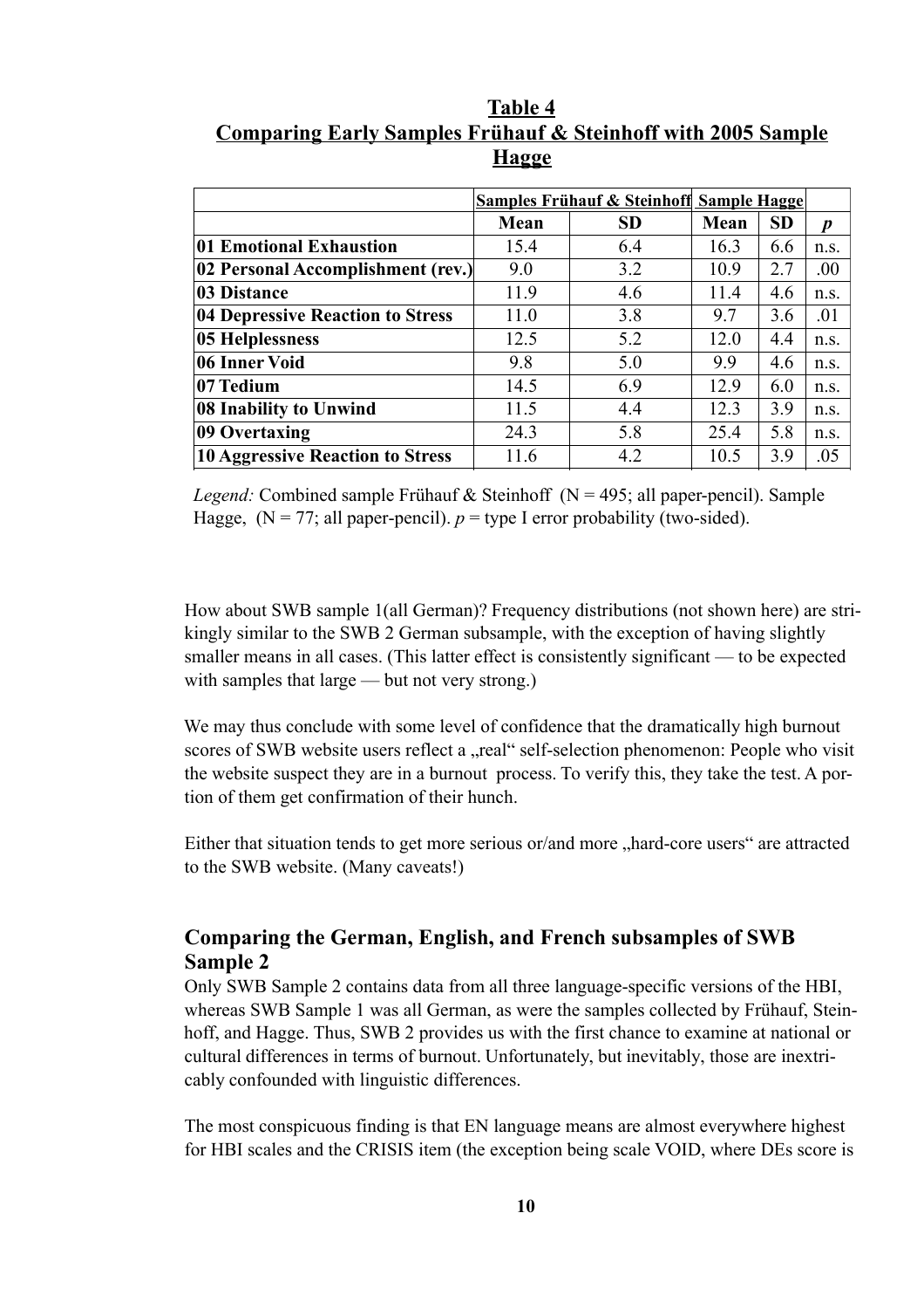**Table 4**
**Comparing Early Samples Frühauf & Steinhoff with 2005 Sample Hagge**

| | Samples Frühauf & Steinhoff | | Sample Hagge | | |
|---|---|---|---|---|---|
| | **Mean** | **SD** | **Mean** | **SD** | ***p*** |
| **01 Emotional Exhaustion** | 15.4 | 6.4 | 16.3 | 6.6 | n.s. |
| **02 Personal Accomplishment (rev.)** | 9.0 | 3.2 | 10.9 | 2.7 | .00 |
| **03 Distance** | 11.9 | 4.6 | 11.4 | 4.6 | n.s. |
| **04 Depressive Reaction to Stress** | 11.0 | 3.8 | 9.7 | 3.6 | .01 |
| **05 Helplessness** | 12.5 | 5.2 | 12.0 | 4.4 | n.s. |
| **06 Inner Void** | 9.8 | 5.0 | 9.9 | 4.6 | n.s. |
| **07 Tedium** | 14.5 | 6.9 | 12.9 | 6.0 | n.s. |
| **08 Inability to Unwind** | 11.5 | 4.4 | 12.3 | 3.9 | n.s. |
| **09 Overtaxing** | 24.3 | 5.8 | 25.4 | 5.8 | n.s. |
| **10 Aggressive Reaction to Stress** | 11.6 | 4.2 | 10.5 | 3.9 | .05 |

*Legend:* Combined sample Frühauf & Steinhoff (N = 495; all paper-pencil). Sample Hagge, (N = 77; all paper-pencil). *p* = type I error probability (two-sided).

How about SWB sample 1(all German)? Frequency distributions (not shown here) are strikingly similar to the SWB 2 German subsample, with the exception of having slightly smaller means in all cases. (This latter effect is consistently significant — to be expected with samples that large — but not very strong.)

We may thus conclude with some level of confidence that the dramatically high burnout scores of SWB website users reflect a „real" self-selection phenomenon: People who visit the website suspect they are in a burnout process. To verify this, they take the test. A portion of them get confirmation of their hunch.

Either that situation tends to get more serious or/and more „hard-core users" are attracted to the SWB website. (Many caveats!)

## Comparing the German, English, and French subsamples of SWB Sample 2

Only SWB Sample 2 contains data from all three language-specific versions of the HBI, whereas SWB Sample 1 was all German, as were the samples collected by Frühauf, Steinhoff, and Hagge. Thus, SWB 2 provides us with the first chance to examine at national or cultural differences in terms of burnout. Unfortunately, but inevitably, those are inextricably confounded with linguistic differences.

The most conspicuous finding is that EN language means are almost everywhere highest for HBI scales and the CRISIS item (the exception being scale VOID, where DEs score is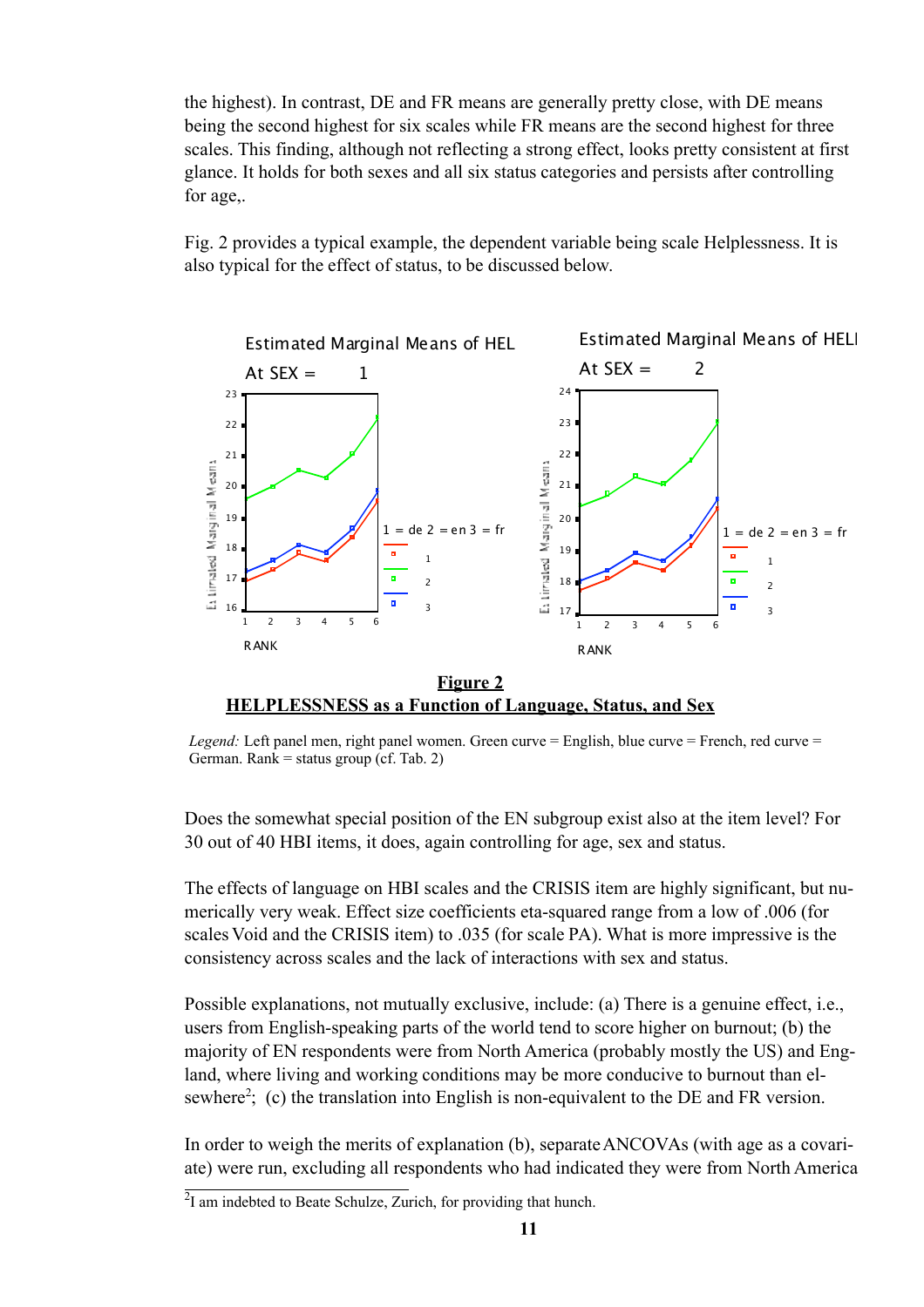the highest). In contrast, DE and FR means are generally pretty close, with DE means being the second highest for six scales while FR means are the second highest for three scales. This finding, although not reflecting a strong effect, looks pretty consistent at first glance. It holds for both sexes and all six status categories and persists after controlling for age,.

Fig. 2 provides a typical example, the dependent variable being scale Helplessness. It is also typical for the effect of status, to be discussed below.

**Figure 2**
**HELPLESSNESS as a Function of Language, Status, and Sex**

*Legend:* Left panel men, right panel women. Green curve = English, blue curve = French, red curve = German. Rank = status group (cf. Tab. 2)

Does the somewhat special position of the EN subgroup exist also at the item level? For 30 out of 40 HBI items, it does, again controlling for age, sex and status.

The effects of language on HBI scales and the CRISIS item are highly significant, but numerically very weak. Effect size coefficients eta-squared range from a low of .006 (for scales Void and the CRISIS item) to .035 (for scale PA). What is more impressive is the consistency across scales and the lack of interactions with sex and status.

Possible explanations, not mutually exclusive, include: (a) There is a genuine effect, i.e., users from English-speaking parts of the world tend to score higher on burnout; (b) the majority of EN respondents were from North America (probably mostly the US) and England, where living and working conditions may be more conducive to burnout than elsewhere[2]; (c) the translation into English is non-equivalent to the DE and FR version.

In order to weigh the merits of explanation (b), separate ANCOVAs (with age as a covariate) were run, excluding all respondents who had indicated they were from North America

[2] I am indebted to Beate Schulze, Zurich, for providing that hunch.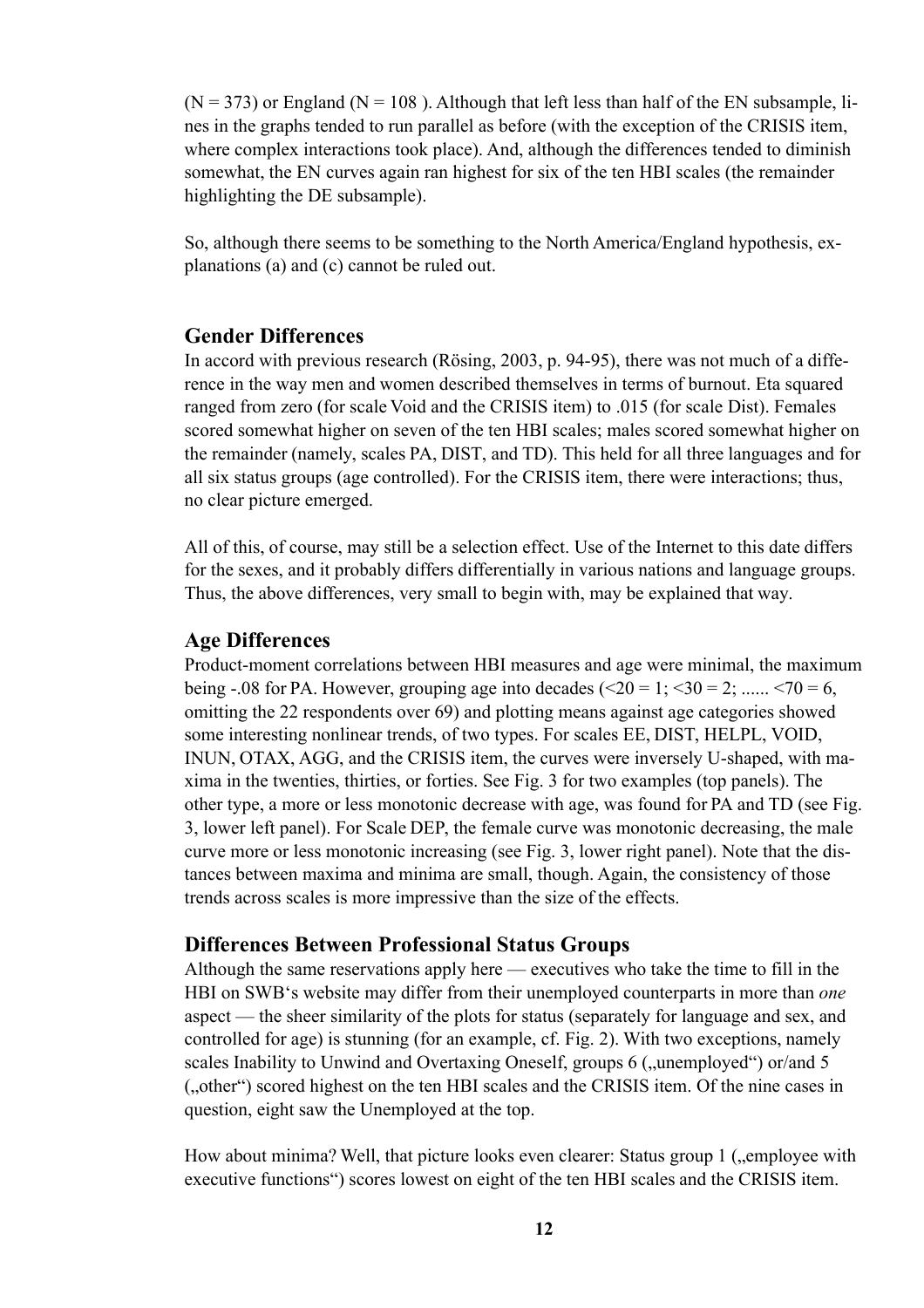(N = 373) or England (N = 108 ). Although that left less than half of the EN subsample, lines in the graphs tended to run parallel as before (with the exception of the CRISIS item, where complex interactions took place). And, although the differences tended to diminish somewhat, the EN curves again ran highest for six of the ten HBI scales (the remainder highlighting the DE subsample).

So, although there seems to be something to the North America/England hypothesis, explanations (a) and (c) cannot be ruled out.

## Gender Differences

In accord with previous research (Rösing, 2003, p. 94-95), there was not much of a difference in the way men and women described themselves in terms of burnout. Eta squared ranged from zero (for scale Void and the CRISIS item) to .015 (for scale Dist). Females scored somewhat higher on seven of the ten HBI scales; males scored somewhat higher on the remainder (namely, scales PA, DIST, and TD). This held for all three languages and for all six status groups (age controlled). For the CRISIS item, there were interactions; thus, no clear picture emerged.

All of this, of course, may still be a selection effect. Use of the Internet to this date differs for the sexes, and it probably differs differentially in various nations and language groups. Thus, the above differences, very small to begin with, may be explained that way.

## Age Differences

Product-moment correlations between HBI measures and age were minimal, the maximum being -.08 for PA. However, grouping age into decades (<20 = 1; <30 = 2; ...... <70 = 6, omitting the 22 respondents over 69) and plotting means against age categories showed some interesting nonlinear trends, of two types. For scales EE, DIST, HELPL, VOID, INUN, OTAX, AGG, and the CRISIS item, the curves were inversely U-shaped, with maxima in the twenties, thirties, or forties. See Fig. 3 for two examples (top panels). The other type, a more or less monotonic decrease with age, was found for PA and TD (see Fig. 3, lower left panel). For Scale DEP, the female curve was monotonic decreasing, the male curve more or less monotonic increasing (see Fig. 3, lower right panel). Note that the distances between maxima and minima are small, though. Again, the consistency of those trends across scales is more impressive than the size of the effects.

## Differences Between Professional Status Groups

Although the same reservations apply here — executives who take the time to fill in the HBI on SWB's website may differ from their unemployed counterparts in more than *one* aspect — the sheer similarity of the plots for status (separately for language and sex, and controlled for age) is stunning (for an example, cf. Fig. 2). With two exceptions, namely scales Inability to Unwind and Overtaxing Oneself, groups 6 („unemployed") or/and 5 („other") scored highest on the ten HBI scales and the CRISIS item. Of the nine cases in question, eight saw the Unemployed at the top.

How about minima? Well, that picture looks even clearer: Status group 1 („employee with executive functions") scores lowest on eight of the ten HBI scales and the CRISIS item.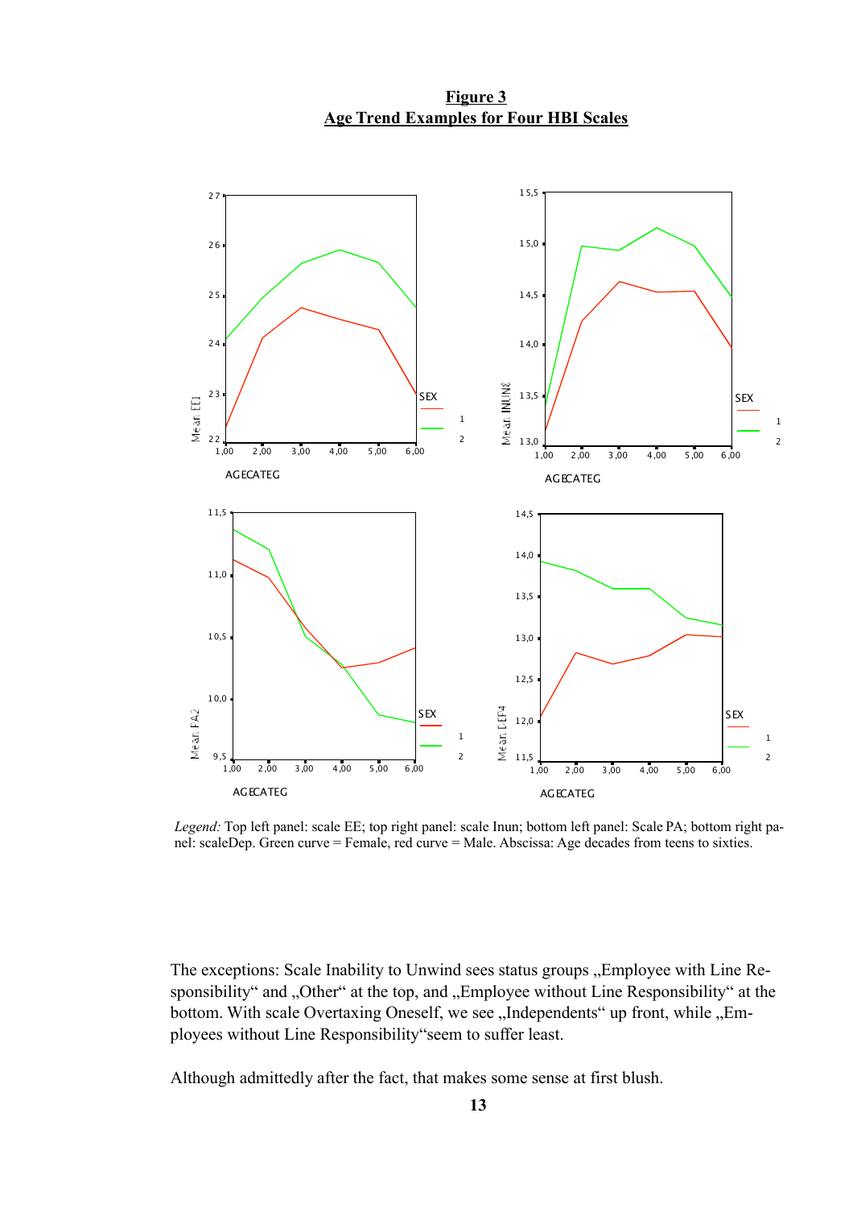**Figure 3**
**Age Trend Examples for Four HBI Scales**

*Legend:* Top left panel: scale EE; top right panel: scale Inun; bottom left panel: Scale PA; bottom right panel: scaleDep. Green curve = Female, red curve = Male. Abscissa: Age decades from teens to sixties.

The exceptions: Scale Inability to Unwind sees status groups „Employee with Line Responsibility“ and „Other“ at the top, and „Employee without Line Responsibility“ at the bottom. With scale Overtaxing Oneself, we see „Independents“ up front, while „Employees without Line Responsibility“seem to suffer least.

Although admittedly after the fact, that makes some sense at first blush.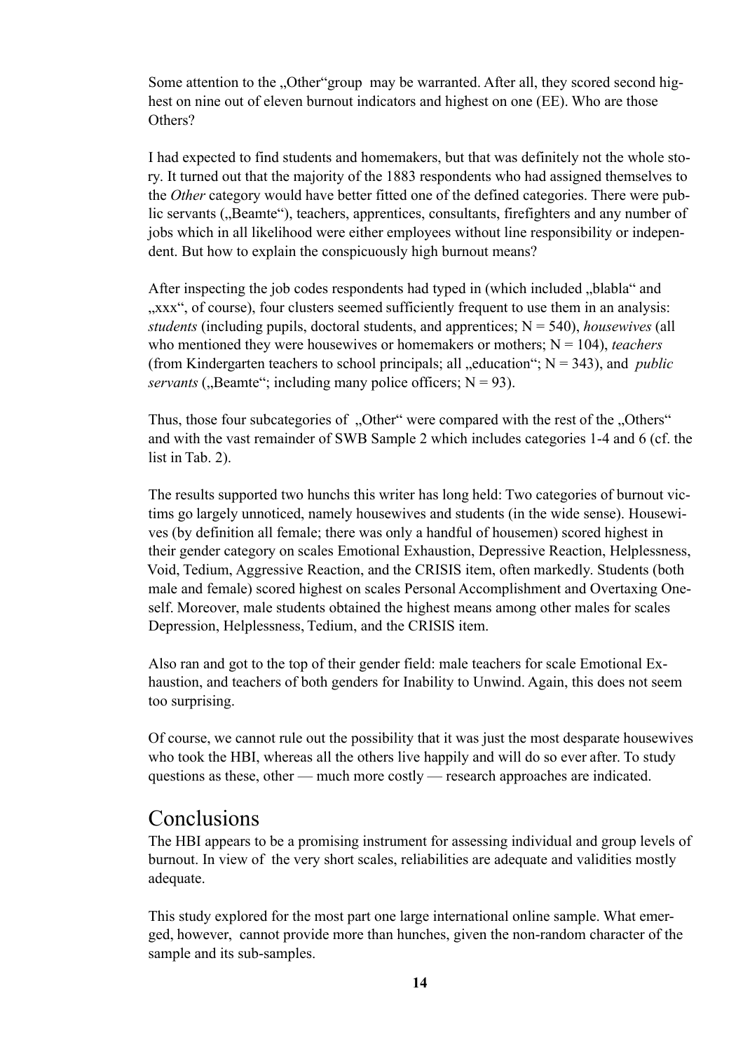Some attention to the „Other"group may be warranted. After all, they scored second highest on nine out of eleven burnout indicators and highest on one (EE). Who are those Others?

I had expected to find students and homemakers, but that was definitely not the whole story. It turned out that the majority of the 1883 respondents who had assigned themselves to the *Other* category would have better fitted one of the defined categories. There were public servants („Beamte"), teachers, apprentices, consultants, firefighters and any number of jobs which in all likelihood were either employees without line responsibility or independent. But how to explain the conspicuously high burnout means?

After inspecting the job codes respondents had typed in (which included „blabla" and „xxx", of course), four clusters seemed sufficiently frequent to use them in an analysis: *students* (including pupils, doctoral students, and apprentices; N = 540), *housewives* (all who mentioned they were housewives or homemakers or mothers; N = 104), *teachers* (from Kindergarten teachers to school principals; all „education"; N = 343), and *public servants* („Beamte"; including many police officers; N = 93).

Thus, those four subcategories of „Other" were compared with the rest of the „Others" and with the vast remainder of SWB Sample 2 which includes categories 1-4 and 6 (cf. the list in Tab. 2).

The results supported two hunchs this writer has long held: Two categories of burnout victims go largely unnoticed, namely housewives and students (in the wide sense). Housewives (by definition all female; there was only a handful of housemen) scored highest in their gender category on scales Emotional Exhaustion, Depressive Reaction, Helplessness, Void, Tedium, Aggressive Reaction, and the CRISIS item, often markedly. Students (both male and female) scored highest on scales Personal Accomplishment and Overtaxing Oneself. Moreover, male students obtained the highest means among other males for scales Depression, Helplessness, Tedium, and the CRISIS item.

Also ran and got to the top of their gender field: male teachers for scale Emotional Exhaustion, and teachers of both genders for Inability to Unwind. Again, this does not seem too surprising.

Of course, we cannot rule out the possibility that it was just the most desparate housewives who took the HBI, whereas all the others live happily and will do so ever after. To study questions as these, other — much more costly — research approaches are indicated.

# Conclusions

The HBI appears to be a promising instrument for assessing individual and group levels of burnout. In view of the very short scales, reliabilities are adequate and validities mostly adequate.

This study explored for the most part one large international online sample. What emerged, however, cannot provide more than hunches, given the non-random character of the sample and its sub-samples.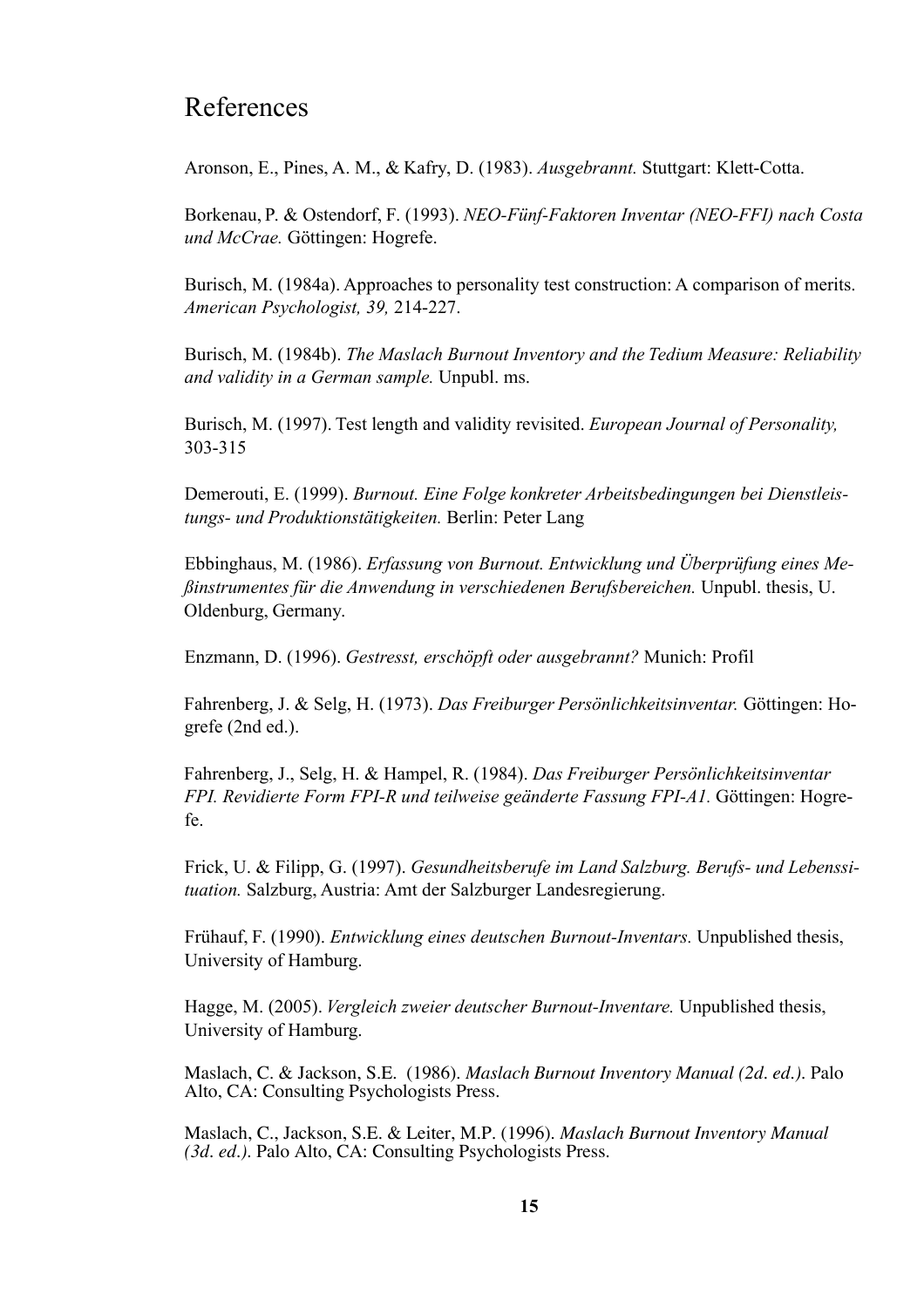# References

Aronson, E., Pines, A. M., & Kafry, D. (1983). *Ausgebrannt.* Stuttgart: Klett-Cotta.

Borkenau, P. & Ostendorf, F. (1993). *NEO-Fünf-Faktoren Inventar (NEO-FFI) nach Costa und McCrae.* Göttingen: Hogrefe.

Burisch, M. (1984a). Approaches to personality test construction: A comparison of merits. *American Psychologist, 39,* 214-227.

Burisch, M. (1984b). *The Maslach Burnout Inventory and the Tedium Measure: Reliability and validity in a German sample.* Unpubl. ms.

Burisch, M. (1997). Test length and validity revisited. *European Journal of Personality,* 303-315

Demerouti, E. (1999). *Burnout. Eine Folge konkreter Arbeitsbedingungen bei Dienstleistungs- und Produktionstätigkeiten.* Berlin: Peter Lang

Ebbinghaus, M. (1986). *Erfassung von Burnout. Entwicklung und Überprüfung eines Meßinstrumentes für die Anwendung in verschiedenen Berufsbereichen.* Unpubl. thesis, U. Oldenburg, Germany.

Enzmann, D. (1996). *Gestresst, erschöpft oder ausgebrannt?* Munich: Profil

Fahrenberg, J. & Selg, H. (1973). *Das Freiburger Persönlichkeitsinventar.* Göttingen: Hogrefe (2nd ed.).

Fahrenberg, J., Selg, H. & Hampel, R. (1984). *Das Freiburger Persönlichkeitsinventar FPI. Revidierte Form FPI-R und teilweise geänderte Fassung FPI-A1.* Göttingen: Hogrefe.

Frick, U. & Filipp, G. (1997). *Gesundheitsberufe im Land Salzburg. Berufs- und Lebenssituation.* Salzburg, Austria: Amt der Salzburger Landesregierung.

Frühauf, F. (1990). *Entwicklung eines deutschen Burnout-Inventars.* Unpublished thesis, University of Hamburg.

Hagge, M. (2005). *Vergleich zweier deutscher Burnout-Inventare.* Unpublished thesis, University of Hamburg.

Maslach, C. & Jackson, S.E. (1986). *Maslach Burnout Inventory Manual (2d. ed.).* Palo Alto, CA: Consulting Psychologists Press.

Maslach, C., Jackson, S.E. & Leiter, M.P. (1996). *Maslach Burnout Inventory Manual (3d. ed.).* Palo Alto, CA: Consulting Psychologists Press.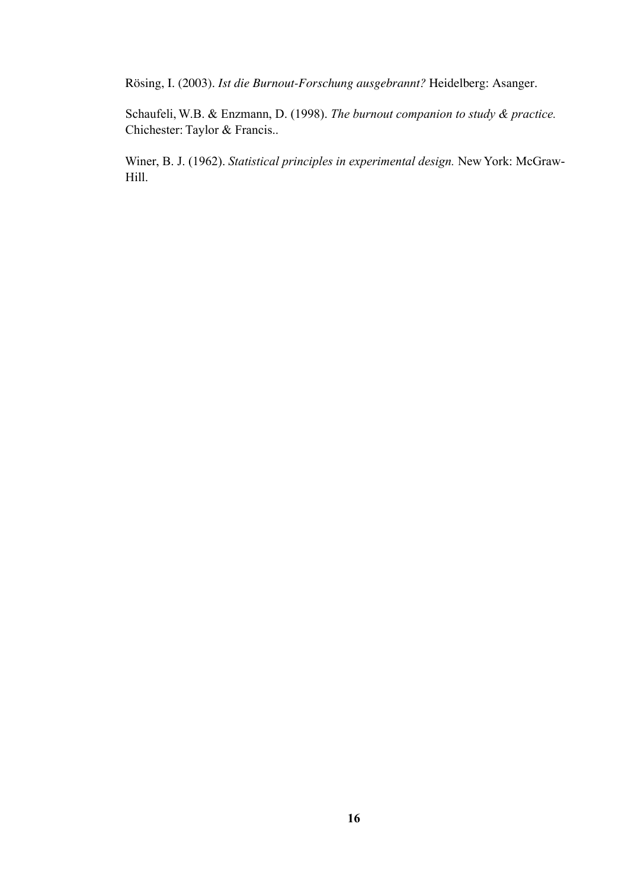Rösing, I. (2003). *Ist die Burnout-Forschung ausgebrannt?* Heidelberg: Asanger.

Schaufeli, W.B. & Enzmann, D. (1998). *The burnout companion to study & practice.* Chichester: Taylor & Francis..

Winer, B. J. (1962). *Statistical principles in experimental design.* New York: McGraw-Hill.